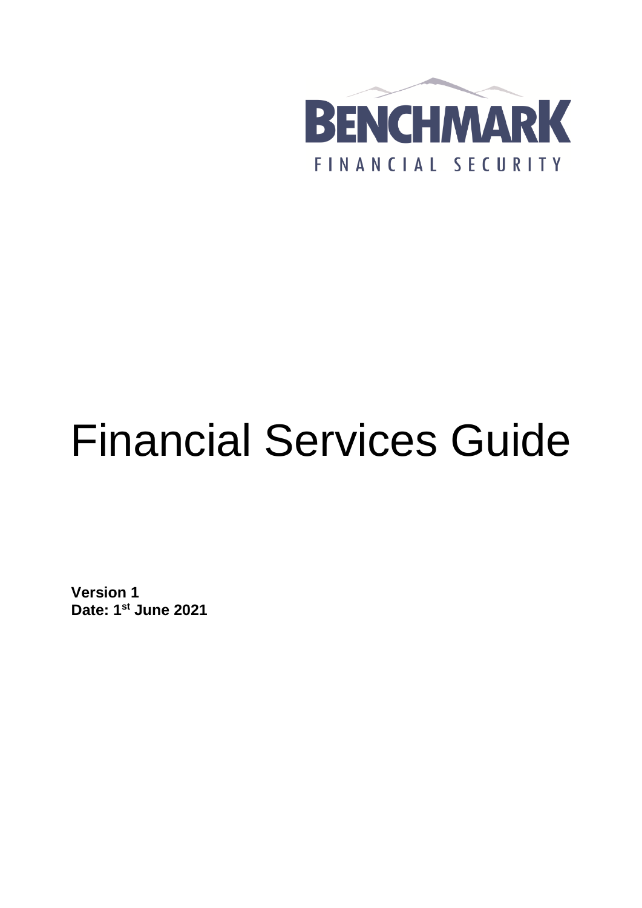BENCHMARK

FINANCIAL SECURITY

# Financial Services Guide

**Version 1**
**Date: 1st June 2021**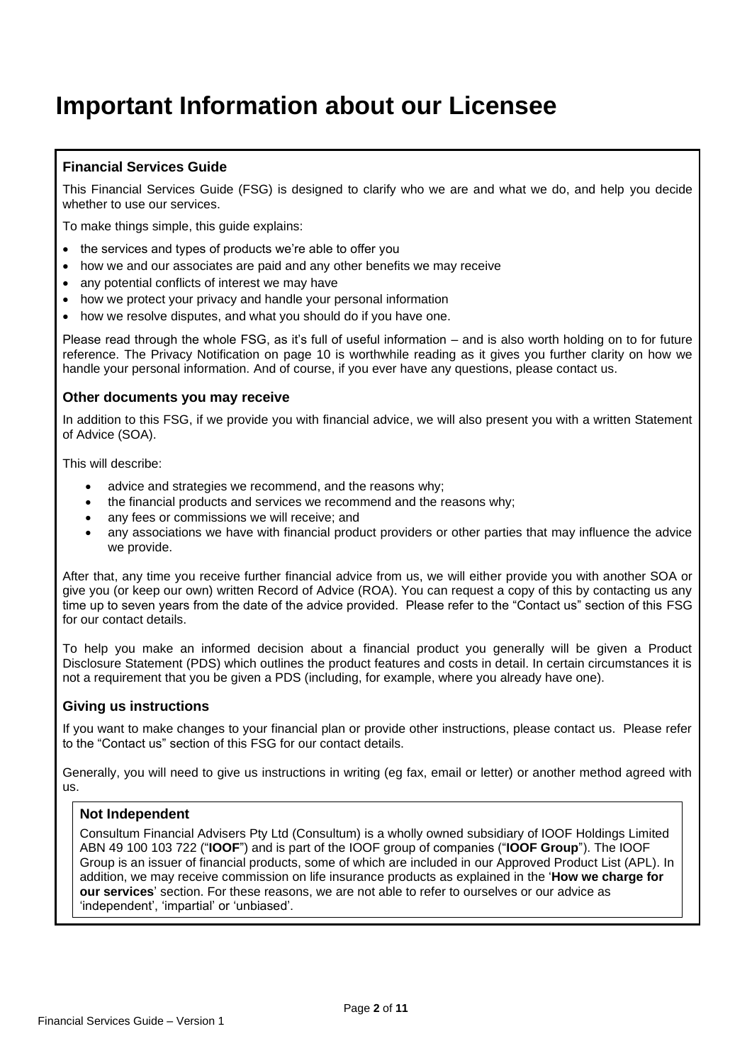# Important Information about our Licensee

### Financial Services Guide

This Financial Services Guide (FSG) is designed to clarify who we are and what we do, and help you decide whether to use our services.

To make things simple, this guide explains:

- the services and types of products we're able to offer you
- how we and our associates are paid and any other benefits we may receive
- any potential conflicts of interest we may have
- how we protect your privacy and handle your personal information
- how we resolve disputes, and what you should do if you have one.

Please read through the whole FSG, as it's full of useful information – and is also worth holding on to for future reference. The Privacy Notification on page 10 is worthwhile reading as it gives you further clarity on how we handle your personal information. And of course, if you ever have any questions, please contact us.

### Other documents you may receive

In addition to this FSG, if we provide you with financial advice, we will also present you with a written Statement of Advice (SOA).

This will describe:

- advice and strategies we recommend, and the reasons why;
- the financial products and services we recommend and the reasons why;
- any fees or commissions we will receive; and
- any associations we have with financial product providers or other parties that may influence the advice we provide.

After that, any time you receive further financial advice from us, we will either provide you with another SOA or give you (or keep our own) written Record of Advice (ROA). You can request a copy of this by contacting us any time up to seven years from the date of the advice provided. Please refer to the "Contact us" section of this FSG for our contact details.

To help you make an informed decision about a financial product you generally will be given a Product Disclosure Statement (PDS) which outlines the product features and costs in detail. In certain circumstances it is not a requirement that you be given a PDS (including, for example, where you already have one).

### Giving us instructions

If you want to make changes to your financial plan or provide other instructions, please contact us. Please refer to the "Contact us" section of this FSG for our contact details.

Generally, you will need to give us instructions in writing (eg fax, email or letter) or another method agreed with us.

### Not Independent

Consultum Financial Advisers Pty Ltd (Consultum) is a wholly owned subsidiary of IOOF Holdings Limited ABN 49 100 103 722 ("**IOOF**") and is part of the IOOF group of companies ("**IOOF Group**"). The IOOF Group is an issuer of financial products, some of which are included in our Approved Product List (APL). In addition, we may receive commission on life insurance products as explained in the '**How we charge for our services**' section. For these reasons, we are not able to refer to ourselves or our advice as 'independent', 'impartial' or 'unbiased'.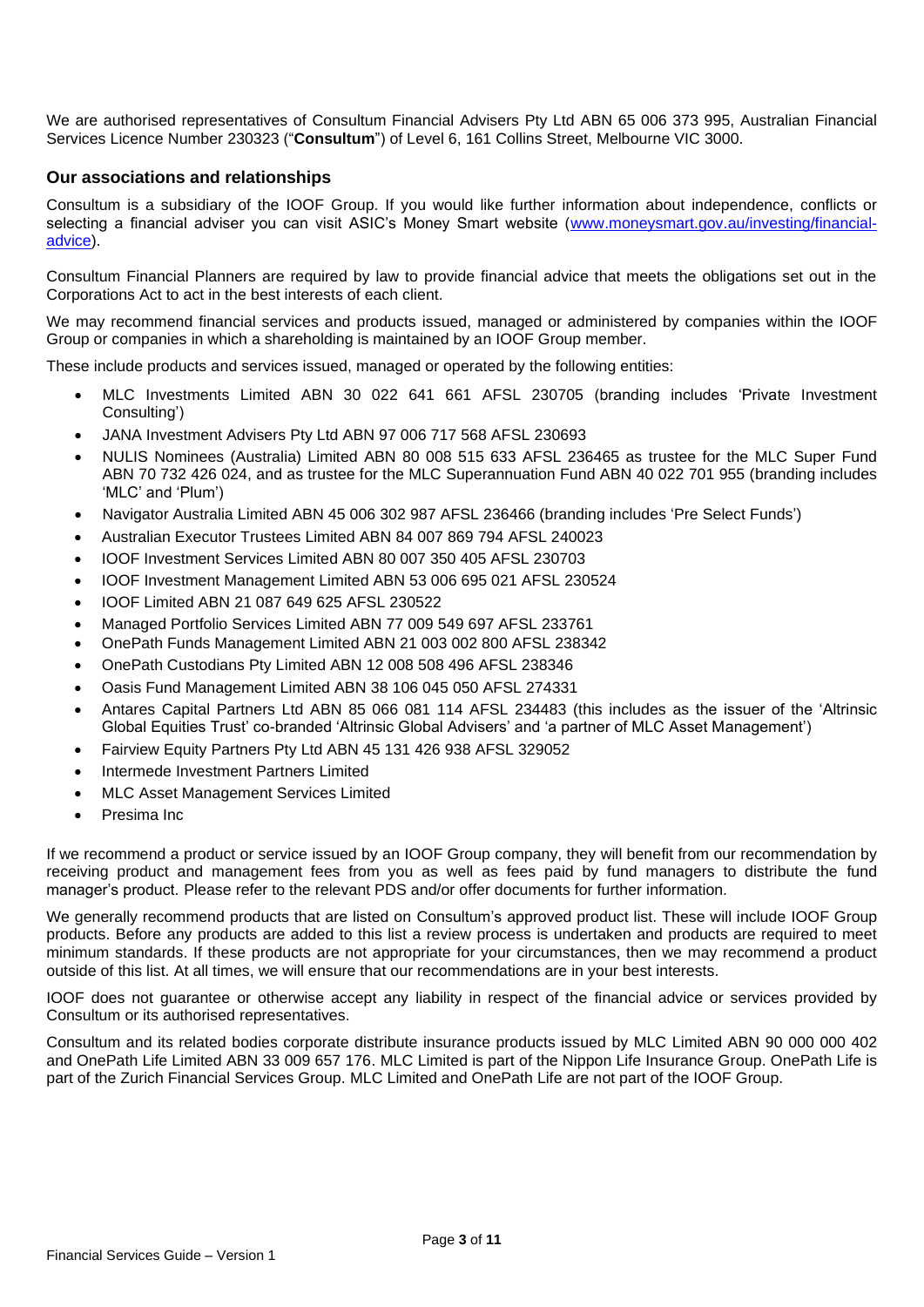We are authorised representatives of Consultum Financial Advisers Pty Ltd ABN 65 006 373 995, Australian Financial Services Licence Number 230323 ("**Consultum**") of Level 6, 161 Collins Street, Melbourne VIC 3000.

### Our associations and relationships

Consultum is a subsidiary of the IOOF Group. If you would like further information about independence, conflicts or selecting a financial adviser you can visit ASIC's Money Smart website (www.moneysmart.gov.au/investing/financial-advice).

Consultum Financial Planners are required by law to provide financial advice that meets the obligations set out in the Corporations Act to act in the best interests of each client.

We may recommend financial services and products issued, managed or administered by companies within the IOOF Group or companies in which a shareholding is maintained by an IOOF Group member.

These include products and services issued, managed or operated by the following entities:

- MLC Investments Limited ABN 30 022 641 661 AFSL 230705 (branding includes 'Private Investment Consulting')
- JANA Investment Advisers Pty Ltd ABN 97 006 717 568 AFSL 230693
- NULIS Nominees (Australia) Limited ABN 80 008 515 633 AFSL 236465 as trustee for the MLC Super Fund ABN 70 732 426 024, and as trustee for the MLC Superannuation Fund ABN 40 022 701 955 (branding includes 'MLC' and 'Plum')
- Navigator Australia Limited ABN 45 006 302 987 AFSL 236466 (branding includes 'Pre Select Funds')
- Australian Executor Trustees Limited ABN 84 007 869 794 AFSL 240023
- IOOF Investment Services Limited ABN 80 007 350 405 AFSL 230703
- IOOF Investment Management Limited ABN 53 006 695 021 AFSL 230524
- IOOF Limited ABN 21 087 649 625 AFSL 230522
- Managed Portfolio Services Limited ABN 77 009 549 697 AFSL 233761
- OnePath Funds Management Limited ABN 21 003 002 800 AFSL 238342
- OnePath Custodians Pty Limited ABN 12 008 508 496 AFSL 238346
- Oasis Fund Management Limited ABN 38 106 045 050 AFSL 274331
- Antares Capital Partners Ltd ABN 85 066 081 114 AFSL 234483 (this includes as the issuer of the 'Altrinsic Global Equities Trust' co-branded 'Altrinsic Global Advisers' and 'a partner of MLC Asset Management')
- Fairview Equity Partners Pty Ltd ABN 45 131 426 938 AFSL 329052
- Intermede Investment Partners Limited
- MLC Asset Management Services Limited
- Presima Inc

If we recommend a product or service issued by an IOOF Group company, they will benefit from our recommendation by receiving product and management fees from you as well as fees paid by fund managers to distribute the fund manager's product. Please refer to the relevant PDS and/or offer documents for further information.

We generally recommend products that are listed on Consultum's approved product list. These will include IOOF Group products. Before any products are added to this list a review process is undertaken and products are required to meet minimum standards. If these products are not appropriate for your circumstances, then we may recommend a product outside of this list. At all times, we will ensure that our recommendations are in your best interests.

IOOF does not guarantee or otherwise accept any liability in respect of the financial advice or services provided by Consultum or its authorised representatives.

Consultum and its related bodies corporate distribute insurance products issued by MLC Limited ABN 90 000 000 402 and OnePath Life Limited ABN 33 009 657 176. MLC Limited is part of the Nippon Life Insurance Group. OnePath Life is part of the Zurich Financial Services Group. MLC Limited and OnePath Life are not part of the IOOF Group.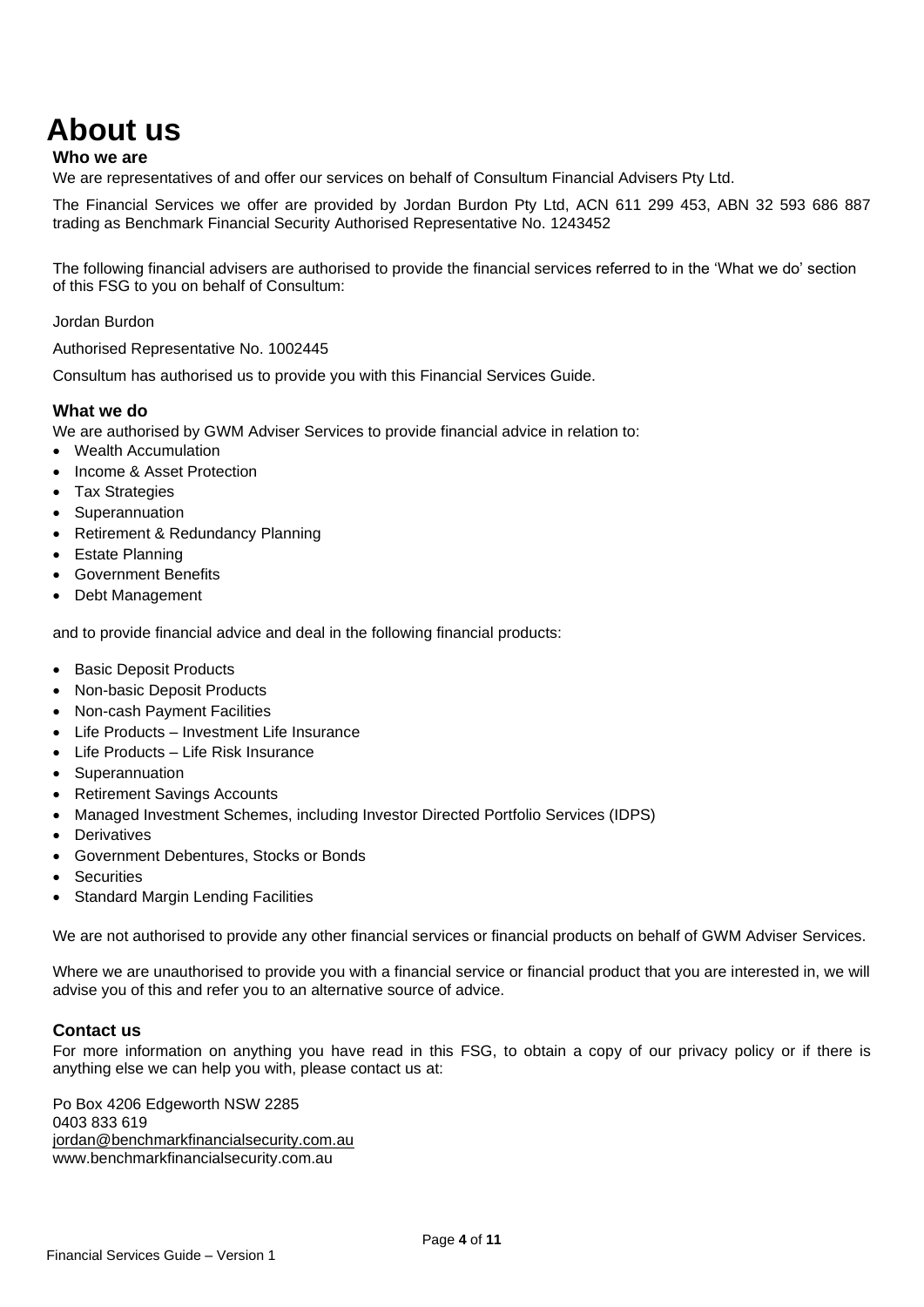# About us

### Who we are

We are representatives of and offer our services on behalf of Consultum Financial Advisers Pty Ltd.

The Financial Services we offer are provided by Jordan Burdon Pty Ltd, ACN 611 299 453, ABN 32 593 686 887 trading as Benchmark Financial Security Authorised Representative No. 1243452

The following financial advisers are authorised to provide the financial services referred to in the 'What we do' section of this FSG to you on behalf of Consultum:

Jordan Burdon

Authorised Representative No. 1002445

Consultum has authorised us to provide you with this Financial Services Guide.

### What we do

We are authorised by GWM Adviser Services to provide financial advice in relation to:

- Wealth Accumulation
- Income & Asset Protection
- Tax Strategies
- Superannuation
- Retirement & Redundancy Planning
- Estate Planning
- Government Benefits
- Debt Management

and to provide financial advice and deal in the following financial products:

- Basic Deposit Products
- Non-basic Deposit Products
- Non-cash Payment Facilities
- Life Products – Investment Life Insurance
- Life Products – Life Risk Insurance
- Superannuation
- Retirement Savings Accounts
- Managed Investment Schemes, including Investor Directed Portfolio Services (IDPS)
- Derivatives
- Government Debentures, Stocks or Bonds
- Securities
- Standard Margin Lending Facilities

We are not authorised to provide any other financial services or financial products on behalf of GWM Adviser Services.

Where we are unauthorised to provide you with a financial service or financial product that you are interested in, we will advise you of this and refer you to an alternative source of advice.

### Contact us

For more information on anything you have read in this FSG, to obtain a copy of our privacy policy or if there is anything else we can help you with, please contact us at:

Po Box 4206 Edgeworth NSW 2285
0403 833 619
jordan@benchmarkfinancialsecurity.com.au
www.benchmarkfinancialsecurity.com.au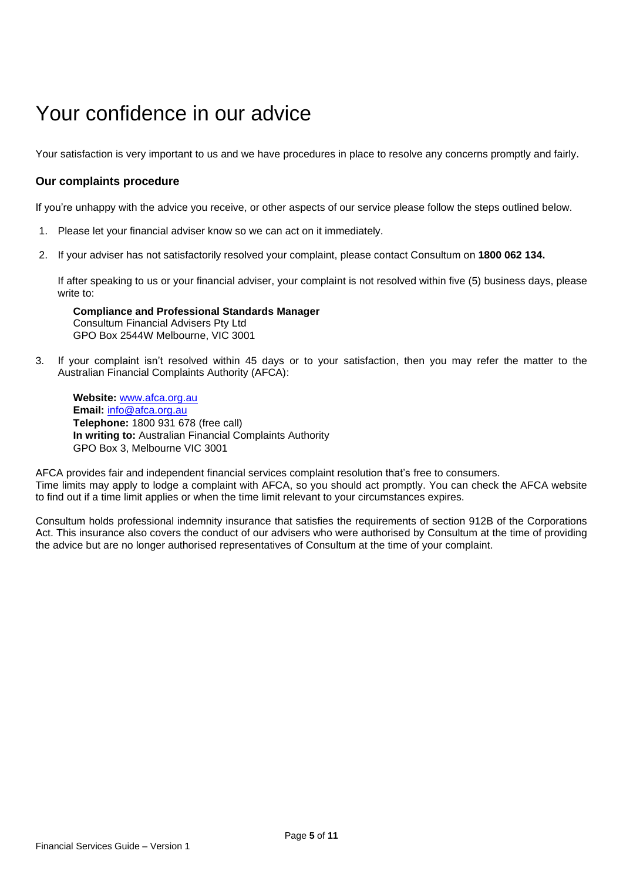# Your confidence in our advice

Your satisfaction is very important to us and we have procedures in place to resolve any concerns promptly and fairly.

### Our complaints procedure

If you're unhappy with the advice you receive, or other aspects of our service please follow the steps outlined below.

1. Please let your financial adviser know so we can act on it immediately.
2. If your adviser has not satisfactorily resolved your complaint, please contact Consultum on **1800 062 134.**

   If after speaking to us or your financial adviser, your complaint is not resolved within five (5) business days, please write to:

   **Compliance and Professional Standards Manager**
   Consultum Financial Advisers Pty Ltd
   GPO Box 2544W Melbourne, VIC 3001

3. If your complaint isn't resolved within 45 days or to your satisfaction, then you may refer the matter to the Australian Financial Complaints Authority (AFCA):

   **Website:** www.afca.org.au
   **Email:** info@afca.org.au
   **Telephone:** 1800 931 678 (free call)
   **In writing to:** Australian Financial Complaints Authority
   GPO Box 3, Melbourne VIC 3001

AFCA provides fair and independent financial services complaint resolution that's free to consumers.
Time limits may apply to lodge a complaint with AFCA, so you should act promptly. You can check the AFCA website to find out if a time limit applies or when the time limit relevant to your circumstances expires.

Consultum holds professional indemnity insurance that satisfies the requirements of section 912B of the Corporations Act. This insurance also covers the conduct of our advisers who were authorised by Consultum at the time of providing the advice but are no longer authorised representatives of Consultum at the time of your complaint.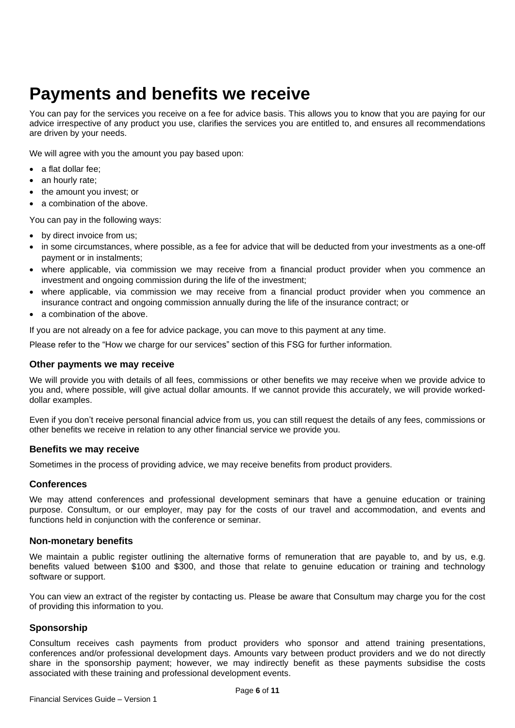# Payments and benefits we receive

You can pay for the services you receive on a fee for advice basis. This allows you to know that you are paying for our advice irrespective of any product you use, clarifies the services you are entitled to, and ensures all recommendations are driven by your needs.

We will agree with you the amount you pay based upon:

- a flat dollar fee;
- an hourly rate;
- the amount you invest; or
- a combination of the above.

You can pay in the following ways:

- by direct invoice from us;
- in some circumstances, where possible, as a fee for advice that will be deducted from your investments as a one-off payment or in instalments;
- where applicable, via commission we may receive from a financial product provider when you commence an investment and ongoing commission during the life of the investment;
- where applicable, via commission we may receive from a financial product provider when you commence an insurance contract and ongoing commission annually during the life of the insurance contract; or
- a combination of the above.

If you are not already on a fee for advice package, you can move to this payment at any time.

Please refer to the "How we charge for our services" section of this FSG for further information.

### Other payments we may receive

We will provide you with details of all fees, commissions or other benefits we may receive when we provide advice to you and, where possible, will give actual dollar amounts. If we cannot provide this accurately, we will provide worked-dollar examples.

Even if you don't receive personal financial advice from us, you can still request the details of any fees, commissions or other benefits we receive in relation to any other financial service we provide you.

### Benefits we may receive

Sometimes in the process of providing advice, we may receive benefits from product providers.

### Conferences

We may attend conferences and professional development seminars that have a genuine education or training purpose. Consultum, or our employer, may pay for the costs of our travel and accommodation, and events and functions held in conjunction with the conference or seminar.

### Non-monetary benefits

We maintain a public register outlining the alternative forms of remuneration that are payable to, and by us, e.g. benefits valued between $100 and $300, and those that relate to genuine education or training and technology software or support.

You can view an extract of the register by contacting us. Please be aware that Consultum may charge you for the cost of providing this information to you.

### Sponsorship

Consultum receives cash payments from product providers who sponsor and attend training presentations, conferences and/or professional development days. Amounts vary between product providers and we do not directly share in the sponsorship payment; however, we may indirectly benefit as these payments subsidise the costs associated with these training and professional development events.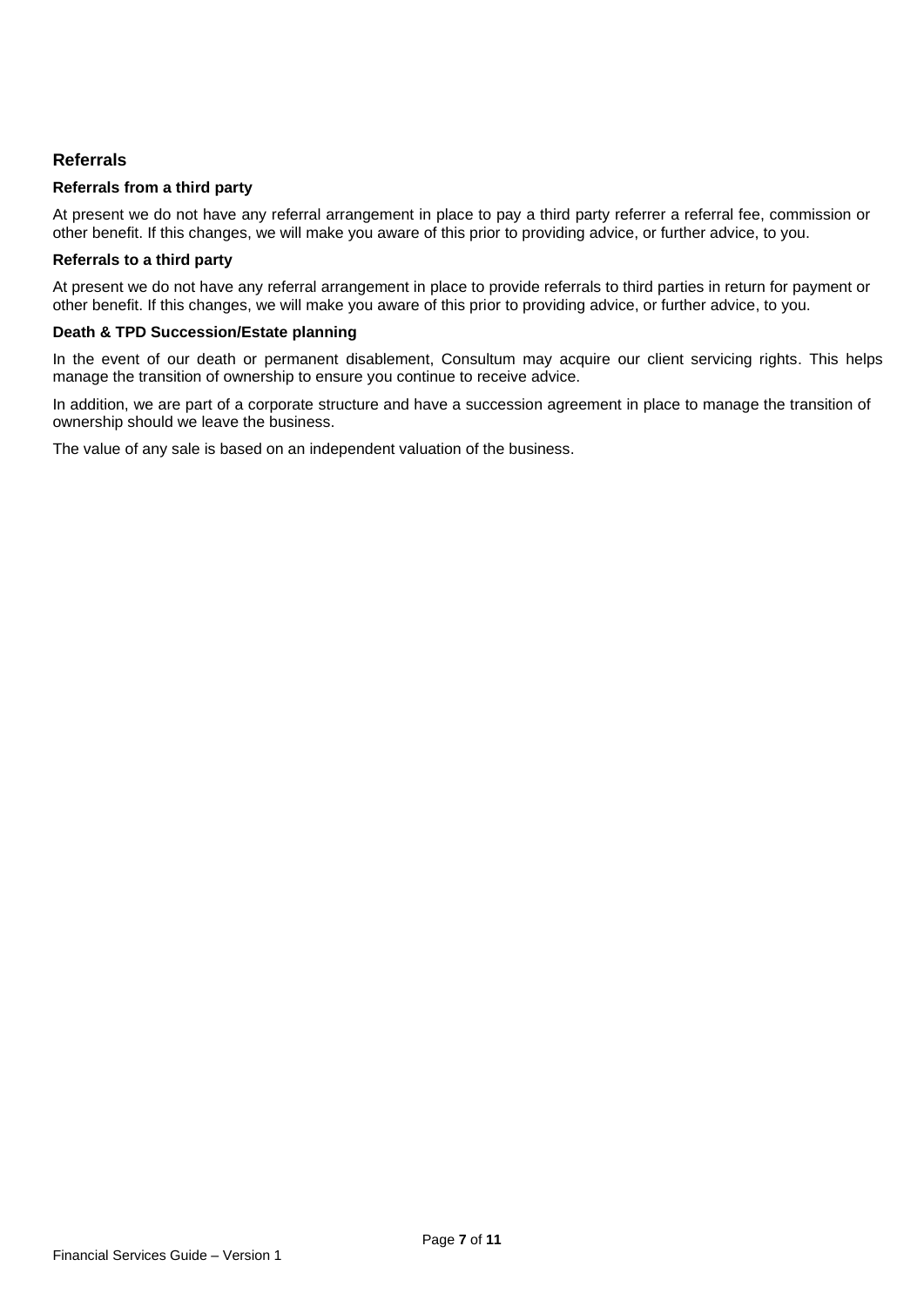## Referrals

### Referrals from a third party

At present we do not have any referral arrangement in place to pay a third party referrer a referral fee, commission or other benefit. If this changes, we will make you aware of this prior to providing advice, or further advice, to you.

### Referrals to a third party

At present we do not have any referral arrangement in place to provide referrals to third parties in return for payment or other benefit. If this changes, we will make you aware of this prior to providing advice, or further advice, to you.

### Death & TPD Succession/Estate planning

In the event of our death or permanent disablement, Consultum may acquire our client servicing rights. This helps manage the transition of ownership to ensure you continue to receive advice.

In addition, we are part of a corporate structure and have a succession agreement in place to manage the transition of ownership should we leave the business.

The value of any sale is based on an independent valuation of the business.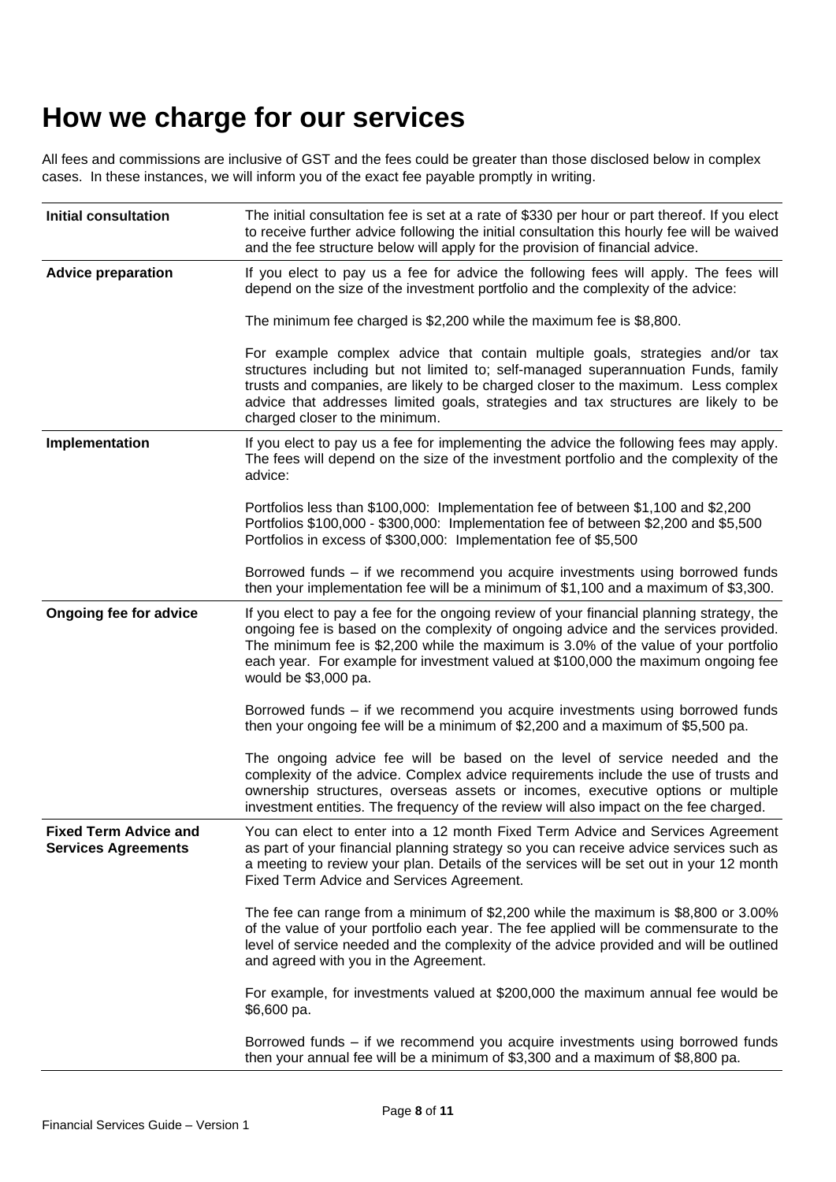# How we charge for our services

All fees and commissions are inclusive of GST and the fees could be greater than those disclosed below in complex cases. In these instances, we will inform you of the exact fee payable promptly in writing.

| | |
|---|---|
| **Initial consultation** | The initial consultation fee is set at a rate of $330 per hour or part thereof. If you elect to receive further advice following the initial consultation this hourly fee will be waived and the fee structure below will apply for the provision of financial advice. |
| **Advice preparation** | If you elect to pay us a fee for advice the following fees will apply. The fees will depend on the size of the investment portfolio and the complexity of the advice:<br><br>The minimum fee charged is $2,200 while the maximum fee is $8,800.<br><br>For example complex advice that contain multiple goals, strategies and/or tax structures including but not limited to; self-managed superannuation Funds, family trusts and companies, are likely to be charged closer to the maximum. Less complex advice that addresses limited goals, strategies and tax structures are likely to be charged closer to the minimum. |
| **Implementation** | If you elect to pay us a fee for implementing the advice the following fees may apply. The fees will depend on the size of the investment portfolio and the complexity of the advice:<br><br>Portfolios less than $100,000: Implementation fee of between $1,100 and $2,200<br>Portfolios $100,000 - $300,000: Implementation fee of between $2,200 and $5,500<br>Portfolios in excess of $300,000: Implementation fee of $5,500<br><br>Borrowed funds – if we recommend you acquire investments using borrowed funds then your implementation fee will be a minimum of $1,100 and a maximum of $3,300. |
| **Ongoing fee for advice** | If you elect to pay a fee for the ongoing review of your financial planning strategy, the ongoing fee is based on the complexity of ongoing advice and the services provided. The minimum fee is $2,200 while the maximum is 3.0% of the value of your portfolio each year. For example for investment valued at $100,000 the maximum ongoing fee would be $3,000 pa.<br><br>Borrowed funds – if we recommend you acquire investments using borrowed funds then your ongoing fee will be a minimum of $2,200 and a maximum of $5,500 pa.<br><br>The ongoing advice fee will be based on the level of service needed and the complexity of the advice. Complex advice requirements include the use of trusts and ownership structures, overseas assets or incomes, executive options or multiple investment entities. The frequency of the review will also impact on the fee charged. |
| **Fixed Term Advice and Services Agreements** | You can elect to enter into a 12 month Fixed Term Advice and Services Agreement as part of your financial planning strategy so you can receive advice services such as a meeting to review your plan. Details of the services will be set out in your 12 month Fixed Term Advice and Services Agreement.<br><br>The fee can range from a minimum of $2,200 while the maximum is $8,800 or 3.00% of the value of your portfolio each year. The fee applied will be commensurate to the level of service needed and the complexity of the advice provided and will be outlined and agreed with you in the Agreement.<br><br>For example, for investments valued at $200,000 the maximum annual fee would be $6,600 pa.<br><br>Borrowed funds – if we recommend you acquire investments using borrowed funds then your annual fee will be a minimum of $3,300 and a maximum of $8,800 pa. |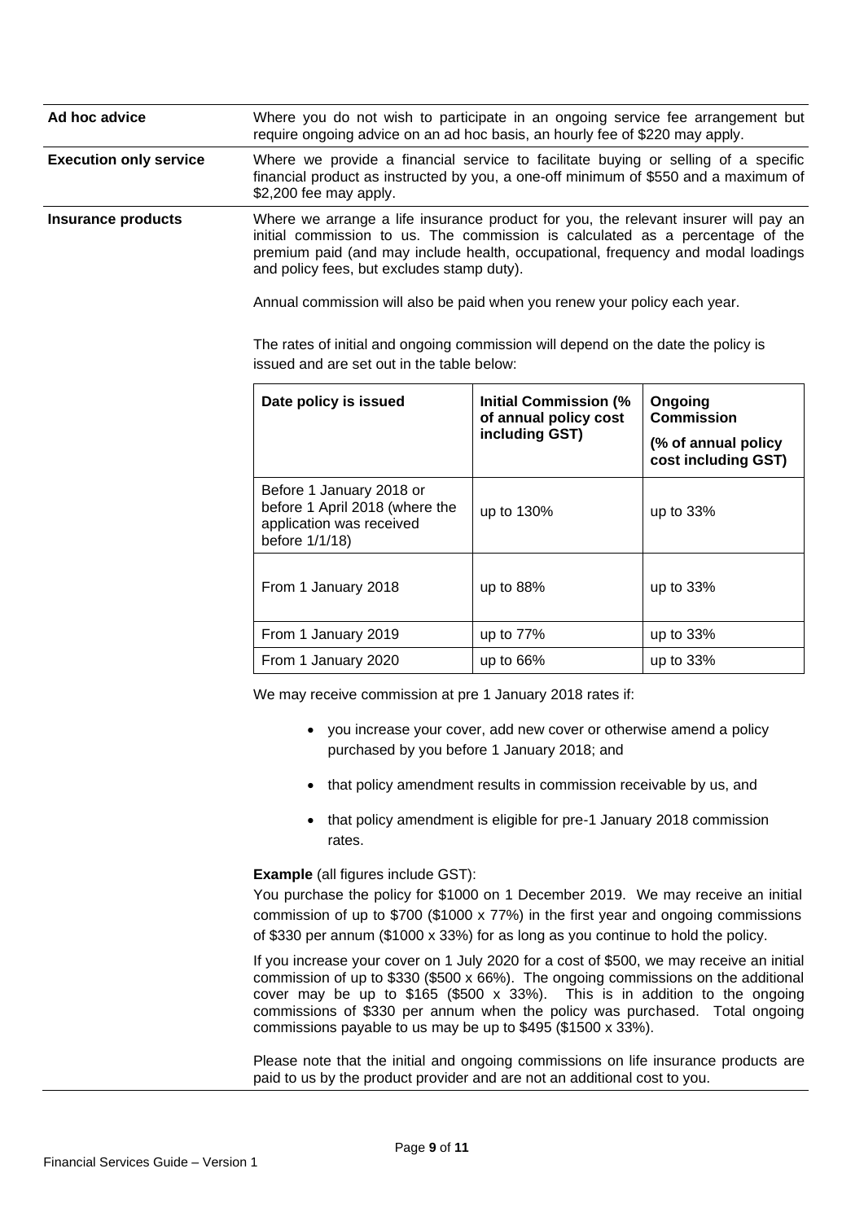| | |
|---|---|
| **Ad hoc advice** | Where you do not wish to participate in an ongoing service fee arrangement but require ongoing advice on an ad hoc basis, an hourly fee of $220 may apply. |
| **Execution only service** | Where we provide a financial service to facilitate buying or selling of a specific financial product as instructed by you, a one-off minimum of $550 and a maximum of $2,200 fee may apply. |
| **Insurance products** | Where we arrange a life insurance product for you, the relevant insurer will pay an initial commission to us. The commission is calculated as a percentage of the premium paid (and may include health, occupational, frequency and modal loadings and policy fees, but excludes stamp duty). |

Annual commission will also be paid when you renew your policy each year.

The rates of initial and ongoing commission will depend on the date the policy is issued and are set out in the table below:

| Date policy is issued | Initial Commission (% of annual policy cost including GST) | Ongoing Commission (% of annual policy cost including GST) |
|---|---|---|
| Before 1 January 2018 or before 1 April 2018 (where the application was received before 1/1/18) | up to 130% | up to 33% |
| From 1 January 2018 | up to 88% | up to 33% |
| From 1 January 2019 | up to 77% | up to 33% |
| From 1 January 2020 | up to 66% | up to 33% |

We may receive commission at pre 1 January 2018 rates if:

- you increase your cover, add new cover or otherwise amend a policy purchased by you before 1 January 2018; and
- that policy amendment results in commission receivable by us, and
- that policy amendment is eligible for pre-1 January 2018 commission rates.

**Example** (all figures include GST):

You purchase the policy for $1000 on 1 December 2019. We may receive an initial commission of up to $700 ($1000 x 77%) in the first year and ongoing commissions of $330 per annum ($1000 x 33%) for as long as you continue to hold the policy.

If you increase your cover on 1 July 2020 for a cost of $500, we may receive an initial commission of up to $330 ($500 x 66%). The ongoing commissions on the additional cover may be up to $165 ($500 x 33%). This is in addition to the ongoing commissions of $330 per annum when the policy was purchased. Total ongoing commissions payable to us may be up to $495 ($1500 x 33%).

Please note that the initial and ongoing commissions on life insurance products are paid to us by the product provider and are not an additional cost to you.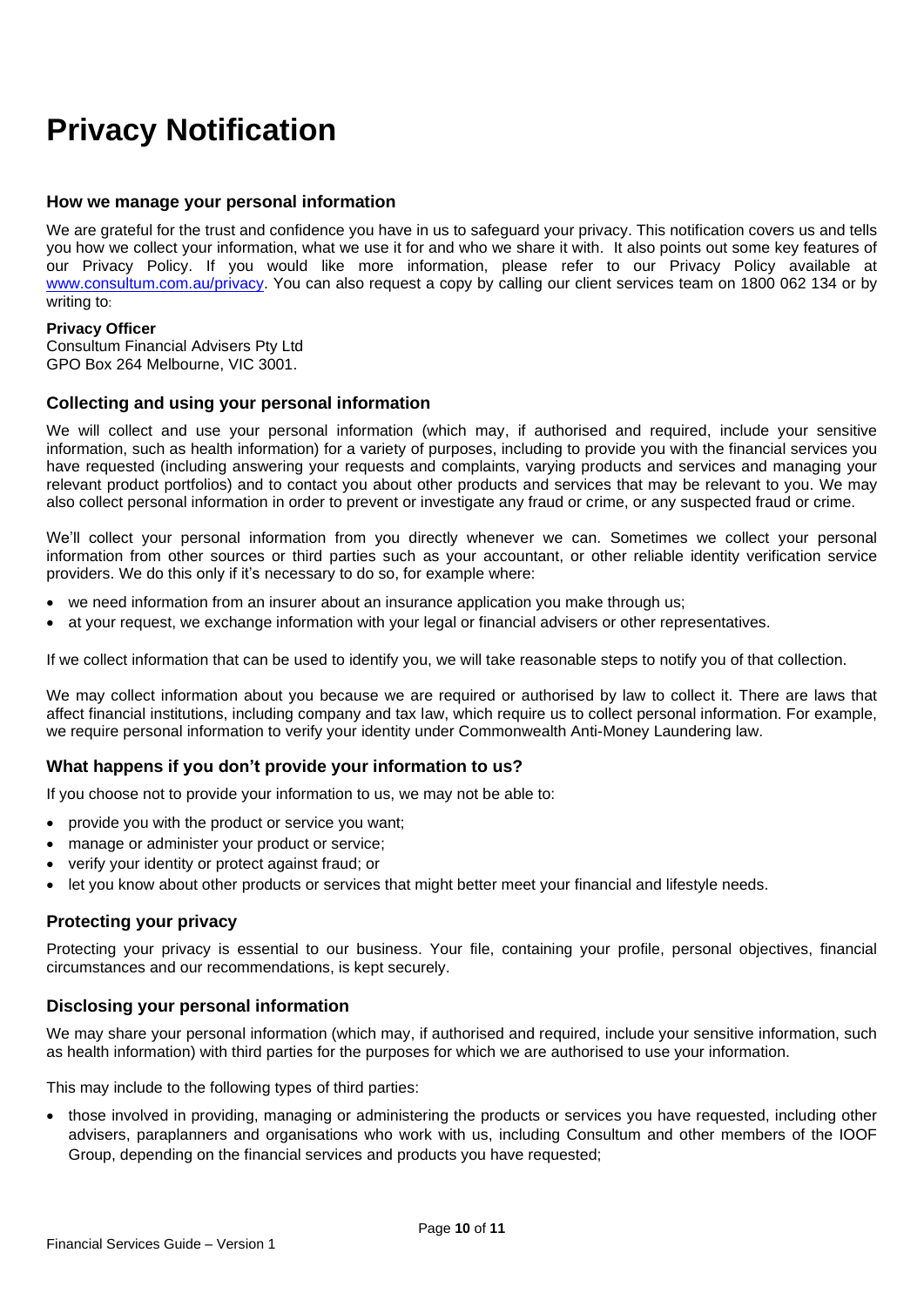# Privacy Notification

### How we manage your personal information

We are grateful for the trust and confidence you have in us to safeguard your privacy. This notification covers us and tells you how we collect your information, what we use it for and who we share it with. It also points out some key features of our Privacy Policy. If you would like more information, please refer to our Privacy Policy available at [www.consultum.com.au/privacy](www.consultum.com.au/privacy). You can also request a copy by calling our client services team on 1800 062 134 or by writing to:

**Privacy Officer**
Consultum Financial Advisers Pty Ltd
GPO Box 264 Melbourne, VIC 3001.

### Collecting and using your personal information

We will collect and use your personal information (which may, if authorised and required, include your sensitive information, such as health information) for a variety of purposes, including to provide you with the financial services you have requested (including answering your requests and complaints, varying products and services and managing your relevant product portfolios) and to contact you about other products and services that may be relevant to you. We may also collect personal information in order to prevent or investigate any fraud or crime, or any suspected fraud or crime.

We'll collect your personal information from you directly whenever we can. Sometimes we collect your personal information from other sources or third parties such as your accountant, or other reliable identity verification service providers. We do this only if it's necessary to do so, for example where:

- we need information from an insurer about an insurance application you make through us;
- at your request, we exchange information with your legal or financial advisers or other representatives.

If we collect information that can be used to identify you, we will take reasonable steps to notify you of that collection.

We may collect information about you because we are required or authorised by law to collect it. There are laws that affect financial institutions, including company and tax law, which require us to collect personal information. For example, we require personal information to verify your identity under Commonwealth Anti-Money Laundering law.

### What happens if you don't provide your information to us?

If you choose not to provide your information to us, we may not be able to:

- provide you with the product or service you want;
- manage or administer your product or service;
- verify your identity or protect against fraud; or
- let you know about other products or services that might better meet your financial and lifestyle needs.

### Protecting your privacy

Protecting your privacy is essential to our business. Your file, containing your profile, personal objectives, financial circumstances and our recommendations, is kept securely.

### Disclosing your personal information

We may share your personal information (which may, if authorised and required, include your sensitive information, such as health information) with third parties for the purposes for which we are authorised to use your information.

This may include to the following types of third parties:

- those involved in providing, managing or administering the products or services you have requested, including other advisers, paraplanners and organisations who work with us, including Consultum and other members of the IOOF Group, depending on the financial services and products you have requested;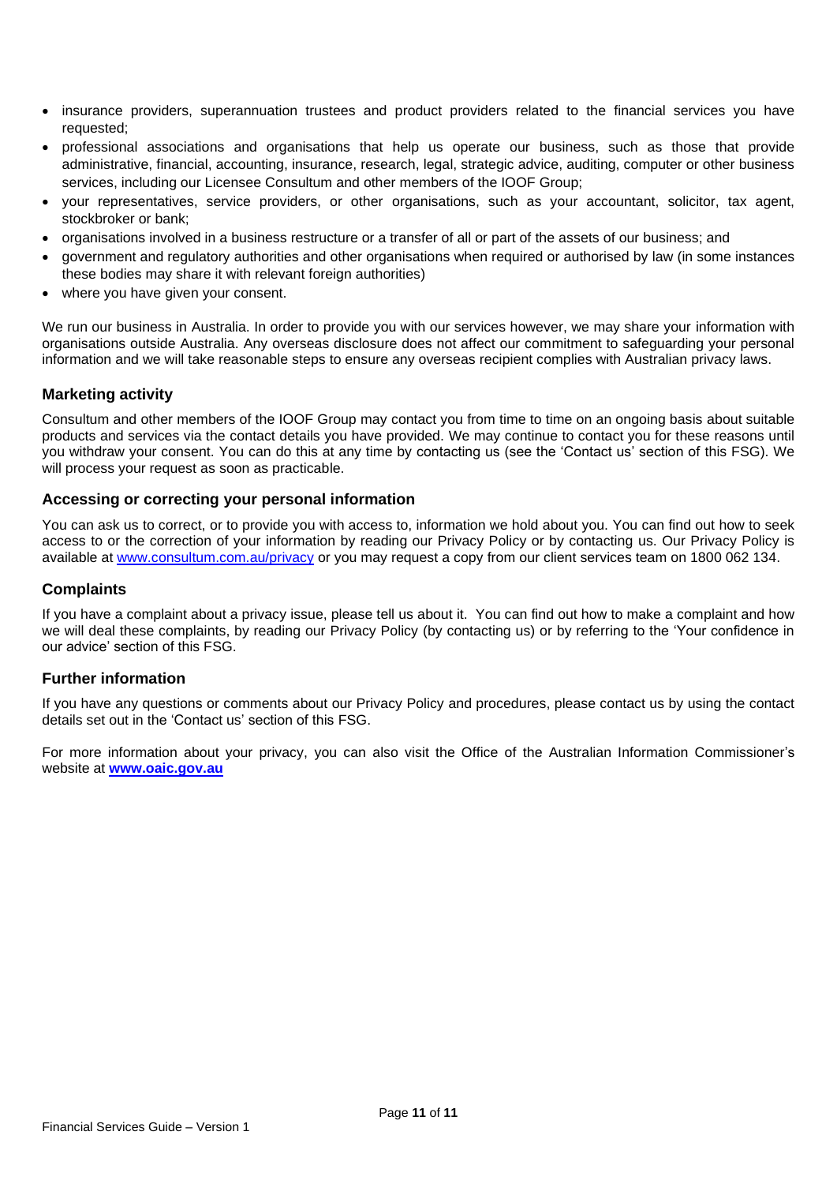- insurance providers, superannuation trustees and product providers related to the financial services you have requested;
- professional associations and organisations that help us operate our business, such as those that provide administrative, financial, accounting, insurance, research, legal, strategic advice, auditing, computer or other business services, including our Licensee Consultum and other members of the IOOF Group;
- your representatives, service providers, or other organisations, such as your accountant, solicitor, tax agent, stockbroker or bank;
- organisations involved in a business restructure or a transfer of all or part of the assets of our business; and
- government and regulatory authorities and other organisations when required or authorised by law (in some instances these bodies may share it with relevant foreign authorities)
- where you have given your consent.

We run our business in Australia. In order to provide you with our services however, we may share your information with organisations outside Australia. Any overseas disclosure does not affect our commitment to safeguarding your personal information and we will take reasonable steps to ensure any overseas recipient complies with Australian privacy laws.

### Marketing activity

Consultum and other members of the IOOF Group may contact you from time to time on an ongoing basis about suitable products and services via the contact details you have provided. We may continue to contact you for these reasons until you withdraw your consent. You can do this at any time by contacting us (see the 'Contact us' section of this FSG). We will process your request as soon as practicable.

### Accessing or correcting your personal information

You can ask us to correct, or to provide you with access to, information we hold about you. You can find out how to seek access to or the correction of your information by reading our Privacy Policy or by contacting us. Our Privacy Policy is available at www.consultum.com.au/privacy or you may request a copy from our client services team on 1800 062 134.

### Complaints

If you have a complaint about a privacy issue, please tell us about it. You can find out how to make a complaint and how we will deal these complaints, by reading our Privacy Policy (by contacting us) or by referring to the 'Your confidence in our advice' section of this FSG.

### Further information

If you have any questions or comments about our Privacy Policy and procedures, please contact us by using the contact details set out in the 'Contact us' section of this FSG.

For more information about your privacy, you can also visit the Office of the Australian Information Commissioner's website at **www.oaic.gov.au**